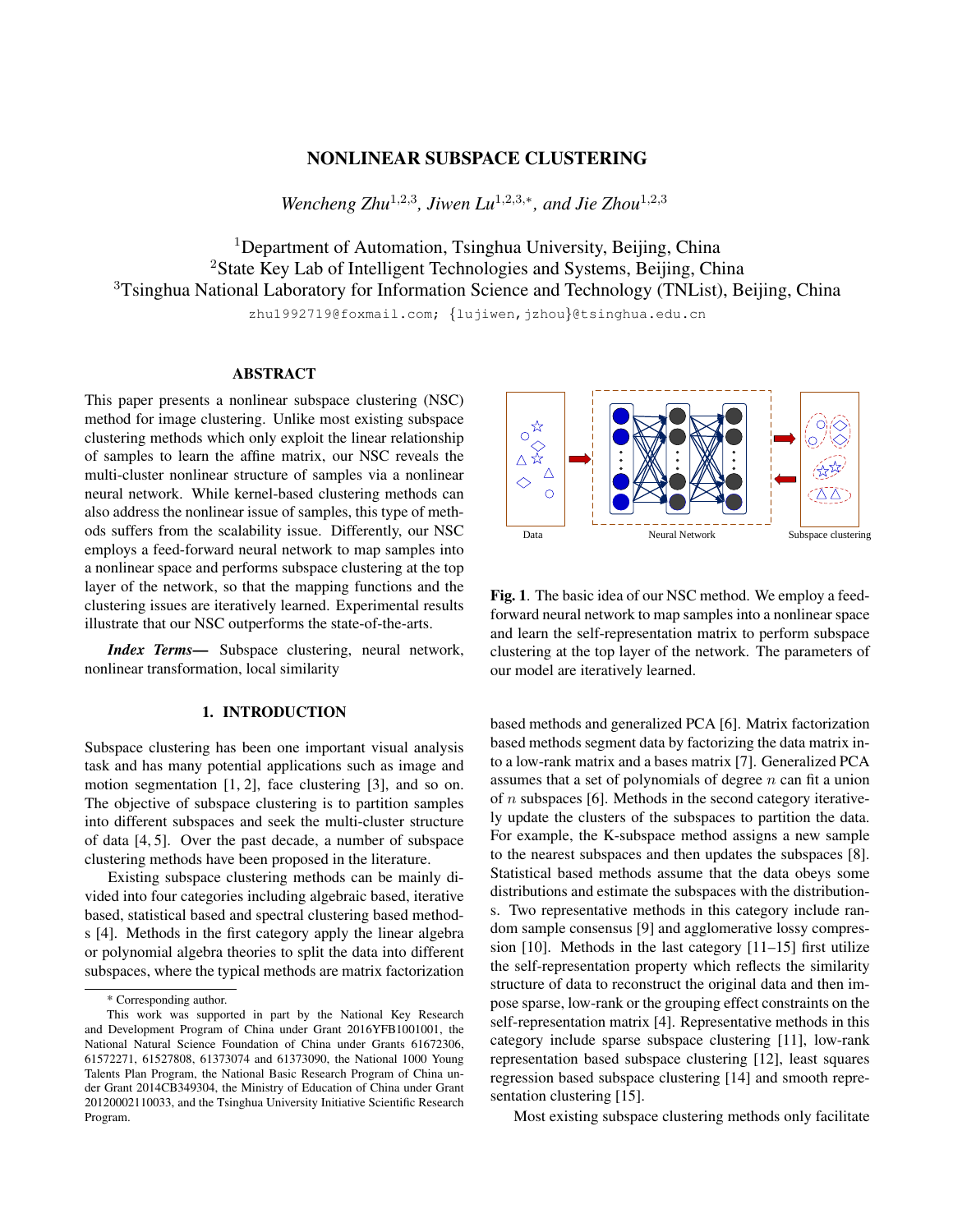# NONLINEAR SUBSPACE CLUSTERING

*Wencheng Zhu*[1,2,3]*, Jiwen Lu*[1,2,3,*]*, and Jie Zhou*[1,2,3]

[1]Department of Automation, Tsinghua University, Beijing, China
[2]State Key Lab of Intelligent Technologies and Systems, Beijing, China
[3]Tsinghua National Laboratory for Information Science and Technology (TNList), Beijing, China

zhu1992719@foxmail.com; {lujiwen,jzhou}@tsinghua.edu.cn

## ABSTRACT

This paper presents a nonlinear subspace clustering (NSC) method for image clustering. Unlike most existing subspace clustering methods which only exploit the linear relationship of samples to learn the affine matrix, our NSC reveals the multi-cluster nonlinear structure of samples via a nonlinear neural network. While kernel-based clustering methods can also address the nonlinear issue of samples, this type of methods suffers from the scalability issue. Differently, our NSC employs a feed-forward neural network to map samples into a nonlinear space and performs subspace clustering at the top layer of the network, so that the mapping functions and the clustering issues are iteratively learned. Experimental results illustrate that our NSC outperforms the state-of-the-arts.

***Index Terms*—** Subspace clustering, neural network, nonlinear transformation, local similarity

Data | Neural Network | Subspace clustering

**Fig. 1**. The basic idea of our NSC method. We employ a feed-forward neural network to map samples into a nonlinear space and learn the self-representation matrix to perform subspace clustering at the top layer of the network. The parameters of our model are iteratively learned.

## 1. INTRODUCTION

Subspace clustering has been one important visual analysis task and has many potential applications such as image and motion segmentation [1, 2], face clustering [3], and so on. The objective of subspace clustering is to partition samples into different subspaces and seek the multi-cluster structure of data [4, 5]. Over the past decade, a number of subspace clustering methods have been proposed in the literature.

Existing subspace clustering methods can be mainly divided into four categories including algebraic based, iterative based, statistical based and spectral clustering based methods [4]. Methods in the first category apply the linear algebra or polynomial algebra theories to split the data into different subspaces, where the typical methods are matrix factorization based methods and generalized PCA [6]. Matrix factorization based methods segment data by factorizing the data matrix into a low-rank matrix and a bases matrix [7]. Generalized PCA assumes that a set of polynomials of degree $n$ can fit a union of $n$ subspaces [6]. Methods in the second category iteratively update the clusters of the subspaces to partition the data. For example, the K-subspace method assigns a new sample to the nearest subspaces and then updates the subspaces [8]. Statistical based methods assume that the data obeys some distributions and estimate the subspaces with the distributions. Two representative methods in this category include random sample consensus [9] and agglomerative lossy compression [10]. Methods in the last category [11–15] first utilize the self-representation property which reflects the similarity structure of data to reconstruct the original data and then impose sparse, low-rank or the grouping effect constraints on the self-representation matrix [4]. Representative methods in this category include sparse subspace clustering [11], low-rank representation based subspace clustering [12], least squares regression based subspace clustering [14] and smooth representation clustering [15].

Most existing subspace clustering methods only facilitate

---

\* Corresponding author.

This work was supported in part by the National Key Research and Development Program of China under Grant 2016YFB1001001, the National Natural Science Foundation of China under Grants 61672306, 61572271, 61527808, 61373074 and 61373090, the National 1000 Young Talents Plan Program, the National Basic Research Program of China under Grant 2014CB349304, the Ministry of Education of China under Grant 20120002110033, and the Tsinghua University Initiative Scientific Research Program.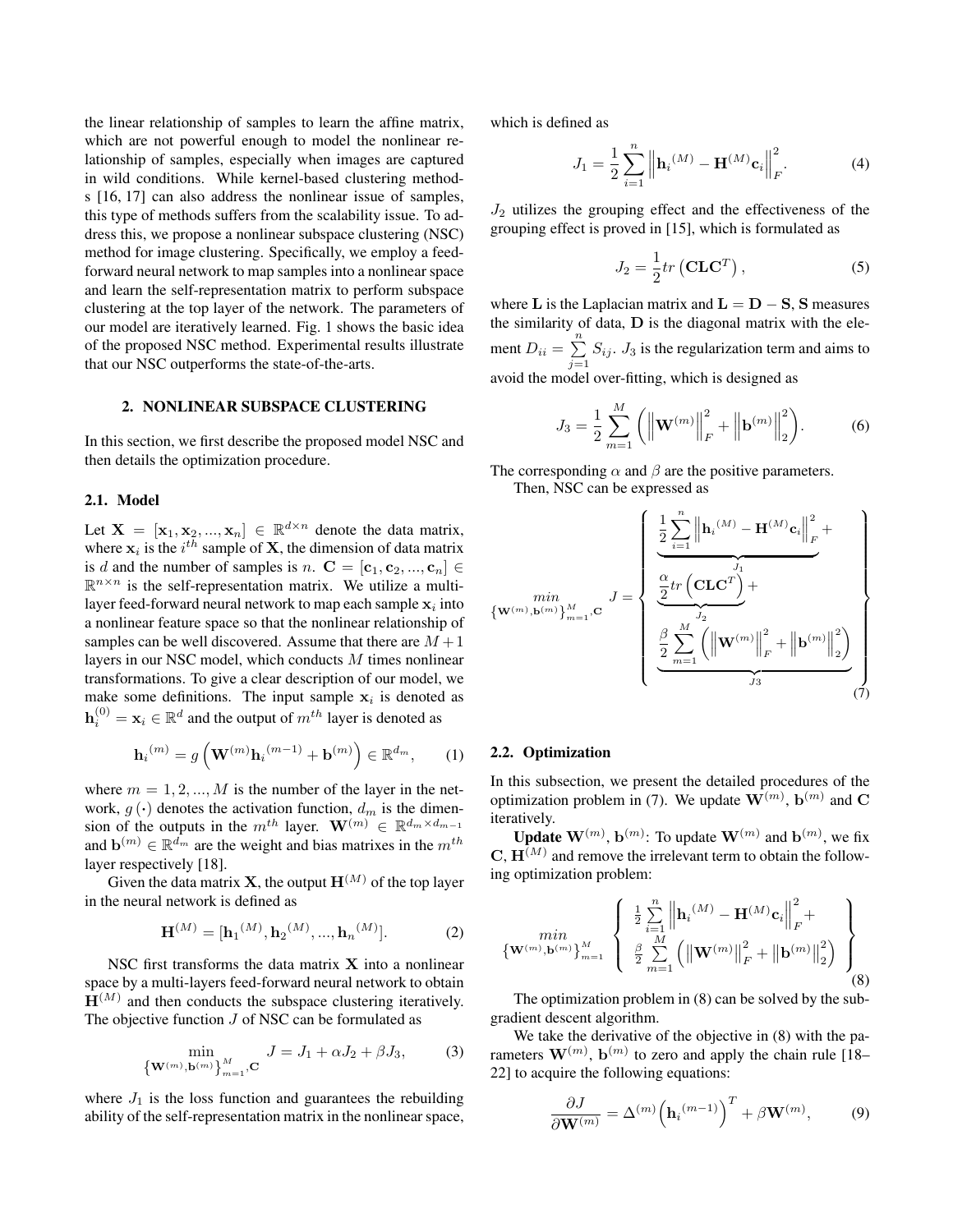the linear relationship of samples to learn the affine matrix, which are not powerful enough to model the nonlinear relationship of samples, especially when images are captured in wild conditions. While kernel-based clustering methods [16, 17] can also address the nonlinear issue of samples, this type of methods suffers from the scalability issue. To address this, we propose a nonlinear subspace clustering (NSC) method for image clustering. Specifically, we employ a feed-forward neural network to map samples into a nonlinear space and learn the self-representation matrix to perform subspace clustering at the top layer of the network. The parameters of our model are iteratively learned. Fig. 1 shows the basic idea of the proposed NSC method. Experimental results illustrate that our NSC outperforms the state-of-the-arts.

## 2. NONLINEAR SUBSPACE CLUSTERING

In this section, we first describe the proposed model NSC and then details the optimization procedure.

### 2.1. Model

Let $\mathbf{X} = [\mathbf{x}_1, \mathbf{x}_2, ..., \mathbf{x}_n] \in \mathbb{R}^{d\times n}$ denote the data matrix, where $\mathbf{x}_i$ is the $i^{th}$ sample of $\mathbf{X}$, the dimension of data matrix is $d$ and the number of samples is $n$. $\mathbf{C} = [\mathbf{c}_1, \mathbf{c}_2, ..., \mathbf{c}_n] \in \mathbb{R}^{n\times n}$ is the self-representation matrix. We utilize a multi-layer feed-forward neural network to map each sample $\mathbf{x}_i$ into a nonlinear feature space so that the nonlinear relationship of samples can be well discovered. Assume that there are $M+1$ layers in our NSC model, which conducts $M$ times nonlinear transformations. To give a clear description of our model, we make some definitions. The input sample $\mathbf{x}_i$ is denoted as $\mathbf{h}_i^{(0)} = \mathbf{x}_i \in \mathbb{R}^d$ and the output of $m^{th}$ layer is denoted as

$$\mathbf{h}_i{}^{(m)} = g\left(\mathbf{W}^{(m)}\mathbf{h}_i{}^{(m-1)} + \mathbf{b}^{(m)}\right) \in \mathbb{R}^{d_m}, \quad (1)$$

where $m = 1, 2, ..., M$ is the number of the layer in the network, $g(\cdot)$ denotes the activation function, $d_m$ is the dimension of the outputs in the $m^{th}$ layer. $\mathbf{W}^{(m)} \in \mathbb{R}^{d_m\times d_{m-1}}$ and $\mathbf{b}^{(m)} \in \mathbb{R}^{d_m}$ are the weight and bias matrixes in the $m^{th}$ layer respectively [18].

Given the data matrix $\mathbf{X}$, the output $\mathbf{H}^{(M)}$ of the top layer in the neural network is defined as

$$\mathbf{H}^{(M)} = [\mathbf{h}_1{}^{(M)}, \mathbf{h}_2{}^{(M)}, ..., \mathbf{h}_n{}^{(M)}]. \quad (2)$$

NSC first transforms the data matrix $\mathbf{X}$ into a nonlinear space by a multi-layers feed-forward neural network to obtain $\mathbf{H}^{(M)}$ and then conducts the subspace clustering iteratively. The objective function $J$ of NSC can be formulated as

$$\min_{\left\{\mathbf{W}^{(m)},\mathbf{b}^{(m)}\right\}_{m=1}^{M},\mathbf{C}} J = J_1 + \alpha J_2 + \beta J_3, \quad (3)$$

where $J_1$ is the loss function and guarantees the rebuilding ability of the self-representation matrix in the nonlinear space, which is defined as

$$J_1 = \frac{1}{2}\sum_{i=1}^{n}\left\|\mathbf{h}_i{}^{(M)} - \mathbf{H}^{(M)}\mathbf{c}_i\right\|_F^2. \quad (4)$$

$J_2$ utilizes the grouping effect and the effectiveness of the grouping effect is proved in [15], which is formulated as

$$J_2 = \frac{1}{2}tr\left(\mathbf{C}\mathbf{L}\mathbf{C}^T\right), \quad (5)$$

where $\mathbf{L}$ is the Laplacian matrix and $\mathbf{L} = \mathbf{D} - \mathbf{S}$, $\mathbf{S}$ measures the similarity of data, $\mathbf{D}$ is the diagonal matrix with the element $D_{ii} = \sum_{j=1}^{n} S_{ij}$. $J_3$ is the regularization term and aims to avoid the model over-fitting, which is designed as

$$J_3 = \frac{1}{2}\sum_{m=1}^{M}\left(\left\|\mathbf{W}^{(m)}\right\|_F^2 + \left\|\mathbf{b}^{(m)}\right\|_2^2\right). \quad (6)$$

The corresponding $\alpha$ and $\beta$ are the positive parameters.

Then, NSC can be expressed as

$$\min_{\left\{\mathbf{W}^{(m)},\mathbf{b}^{(m)}\right\}_{m=1}^{M},\mathbf{C}} J = \left\{ \begin{array}{l} \underbrace{\frac{1}{2}\sum_{i=1}^{n}\left\|\mathbf{h}_i{}^{(M)} - \mathbf{H}^{(M)}\mathbf{c}_i\right\|_F^2}_{J_1} + \\ \underbrace{\frac{\alpha}{2}tr\left(\mathbf{C}\mathbf{L}\mathbf{C}^T\right)}_{J_2} + \\ \underbrace{\frac{\beta}{2}\sum_{m=1}^{M}\left(\left\|\mathbf{W}^{(m)}\right\|_F^2 + \left\|\mathbf{b}^{(m)}\right\|_2^2\right)}_{J3} \end{array} \right\} \quad (7)$$

### 2.2. Optimization

In this subsection, we present the detailed procedures of the optimization problem in (7). We update $\mathbf{W}^{(m)}$, $\mathbf{b}^{(m)}$ and $\mathbf{C}$ iteratively.

**Update $\mathbf{W}^{(m)}$, $\mathbf{b}^{(m)}$:** To update $\mathbf{W}^{(m)}$ and $\mathbf{b}^{(m)}$, we fix $\mathbf{C}$, $\mathbf{H}^{(M)}$ and remove the irrelevant term to obtain the following optimization problem:

$$\min_{\left\{\mathbf{W}^{(m)},\mathbf{b}^{(m)}\right\}_{m=1}^{M}} \left\{ \begin{array}{l} \frac{1}{2}\sum_{i=1}^{n}\left\|\mathbf{h}_i{}^{(M)} - \mathbf{H}^{(M)}\mathbf{c}_i\right\|_F^2 + \\ \frac{\beta}{2}\sum_{m=1}^{M}\left(\left\|\mathbf{W}^{(m)}\right\|_F^2 + \left\|\mathbf{b}^{(m)}\right\|_2^2\right) \end{array} \right\} \quad (8)$$

The optimization problem in (8) can be solved by the sub-gradient descent algorithm.

We take the derivative of the objective in (8) with the parameters $\mathbf{W}^{(m)}$, $\mathbf{b}^{(m)}$ to zero and apply the chain rule [18–22] to acquire the following equations:

$$\frac{\partial J}{\partial \mathbf{W}^{(m)}} = \Delta^{(m)}\left(\mathbf{h}_i{}^{(m-1)}\right)^T + \beta\mathbf{W}^{(m)}, \quad (9)$$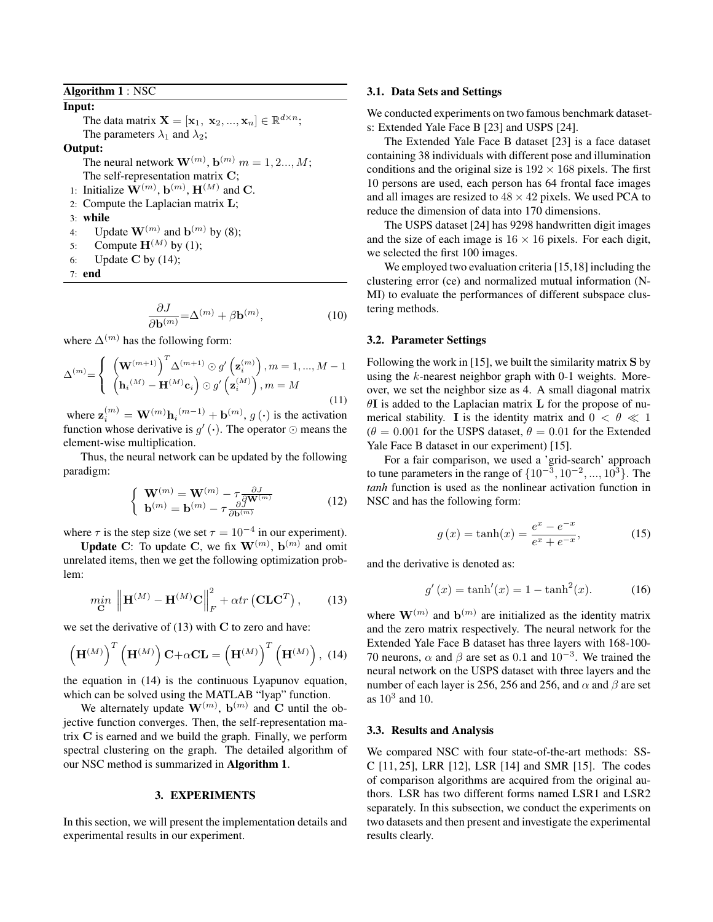**Algorithm 1** : NSC

**Input:**

The data matrix $\mathbf{X} = [\mathbf{x}_1,\ \mathbf{x}_2, ..., \mathbf{x}_n] \in \mathbb{R}^{d \times n}$;

The parameters $\lambda_1$ and $\lambda_2$;

**Output:**

The neural network $\mathbf{W}^{(m)}$, $\mathbf{b}^{(m)}$ $m = 1, 2..., M$;

The self-representation matrix $\mathbf{C}$;

1: Initialize $\mathbf{W}^{(m)}$, $\mathbf{b}^{(m)}$, $\mathbf{H}^{(M)}$ and $\mathbf{C}$.

2: Compute the Laplacian matrix $\mathbf{L}$;

3: **while**

4: Update $\mathbf{W}^{(m)}$ and $\mathbf{b}^{(m)}$ by (8);

5: Compute $\mathbf{H}^{(M)}$ by (1);

6: Update $\mathbf{C}$ by (14);

7: **end**

$$\frac{\partial J}{\partial \mathbf{b}^{(m)}} = \Delta^{(m)} + \beta \mathbf{b}^{(m)}, \tag{10}$$

where $\Delta^{(m)}$ has the following form:

$$\Delta^{(m)} = \begin{cases} \left(\mathbf{W}^{(m+1)}\right)^T \Delta^{(m+1)} \odot g'\left(\mathbf{z}_i^{(m)}\right), m = 1, ..., M-1 \\ \left(\mathbf{h}_i^{(M)} - \mathbf{H}^{(M)}\mathbf{c}_i\right) \odot g'\left(\mathbf{z}_i^{(M)}\right), m = M \end{cases} \tag{11}$$

where $\mathbf{z}_i^{(m)} = \mathbf{W}^{(m)}\mathbf{h}_i^{(m-1)} + \mathbf{b}^{(m)}$, $g(\cdot)$ is the activation function whose derivative is $g'(\cdot)$. The operator $\odot$ means the element-wise multiplication.

Thus, the neural network can be updated by the following paradigm:

$$\begin{cases} \mathbf{W}^{(m)} = \mathbf{W}^{(m)} - \tau \frac{\partial J}{\partial \mathbf{W}^{(m)}} \\ \mathbf{b}^{(m)} = \mathbf{b}^{(m)} - \tau \frac{\partial J}{\partial \mathbf{b}^{(m)}} \end{cases} \tag{12}$$

where $\tau$ is the step size (we set $\tau = 10^{-4}$ in our experiment).

**Update C**: To update $\mathbf{C}$, we fix $\mathbf{W}^{(m)}$, $\mathbf{b}^{(m)}$ and omit unrelated items, then we get the following optimization problem:

$$\min_{\mathbf{C}} \left\|\mathbf{H}^{(M)} - \mathbf{H}^{(M)}\mathbf{C}\right\|_F^2 + \alpha tr\left(\mathbf{C}\mathbf{L}\mathbf{C}^T\right), \tag{13}$$

we set the derivative of (13) with $\mathbf{C}$ to zero and have:

$$\left(\mathbf{H}^{(M)}\right)^T \left(\mathbf{H}^{(M)}\right) \mathbf{C} + \alpha \mathbf{C}\mathbf{L} = \left(\mathbf{H}^{(M)}\right)^T \left(\mathbf{H}^{(M)}\right), \tag{14}$$

the equation in (14) is the continuous Lyapunov equation, which can be solved using the MATLAB "lyap" function.

We alternately update $\mathbf{W}^{(m)}$, $\mathbf{b}^{(m)}$ and $\mathbf{C}$ until the objective function converges. Then, the self-representation matrix $\mathbf{C}$ is earned and we build the graph. Finally, we perform spectral clustering on the graph. The detailed algorithm of our NSC method is summarized in **Algorithm 1**.

## 3. EXPERIMENTS

In this section, we will present the implementation details and experimental results in our experiment.

### 3.1. Data Sets and Settings

We conducted experiments on two famous benchmark datasets: Extended Yale Face B [23] and USPS [24].

The Extended Yale Face B dataset [23] is a face dataset containing 38 individuals with different pose and illumination conditions and the original size is $192 \times 168$ pixels. The first 10 persons are used, each person has 64 frontal face images and all images are resized to $48 \times 42$ pixels. We used PCA to reduce the dimension of data into 170 dimensions.

The USPS dataset [24] has 9298 handwritten digit images and the size of each image is $16 \times 16$ pixels. For each digit, we selected the first 100 images.

We employed two evaluation criteria [15,18] including the clustering error (ce) and normalized mutual information (NMI) to evaluate the performances of different subspace clustering methods.

### 3.2. Parameter Settings

Following the work in [15], we built the similarity matrix $\mathbf{S}$ by using the $k$-nearest neighbor graph with 0-1 weights. Moreover, we set the neighbor size as 4. A small diagonal matrix $\theta\mathbf{I}$ is added to the Laplacian matrix $\mathbf{L}$ for the propose of numerical stability. $\mathbf{I}$ is the identity matrix and $0 < \theta \ll 1$ ($\theta = 0.001$ for the USPS dataset, $\theta = 0.01$ for the Extended Yale Face B dataset in our experiment) [15].

For a fair comparison, we used a 'grid-search' approach to tune parameters in the range of $\{10^{-3}, 10^{-2}, ..., 10^{3}\}$. The *tanh* function is used as the nonlinear activation function in NSC and has the following form:

$$g(x) = \tanh(x) = \frac{e^x - e^{-x}}{e^x + e^{-x}}, \tag{15}$$

and the derivative is denoted as:

$$g'(x) = \tanh'(x) = 1 - \tanh^2(x). \tag{16}$$

where $\mathbf{W}^{(m)}$ and $\mathbf{b}^{(m)}$ are initialized as the identity matrix and the zero matrix respectively. The neural network for the Extended Yale Face B dataset has three layers with 168-100-70 neurons, $\alpha$ and $\beta$ are set as $0.1$ and $10^{-3}$. We trained the neural network on the USPS dataset with three layers and the number of each layer is 256, 256 and 256, and $\alpha$ and $\beta$ are set as $10^3$ and 10.

### 3.3. Results and Analysis

We compared NSC with four state-of-the-art methods: SSC [11, 25], LRR [12], LSR [14] and SMR [15]. The codes of comparison algorithms are acquired from the original authors. LSR has two different forms named LSR1 and LSR2 separately. In this subsection, we conduct the experiments on two datasets and then present and investigate the experimental results clearly.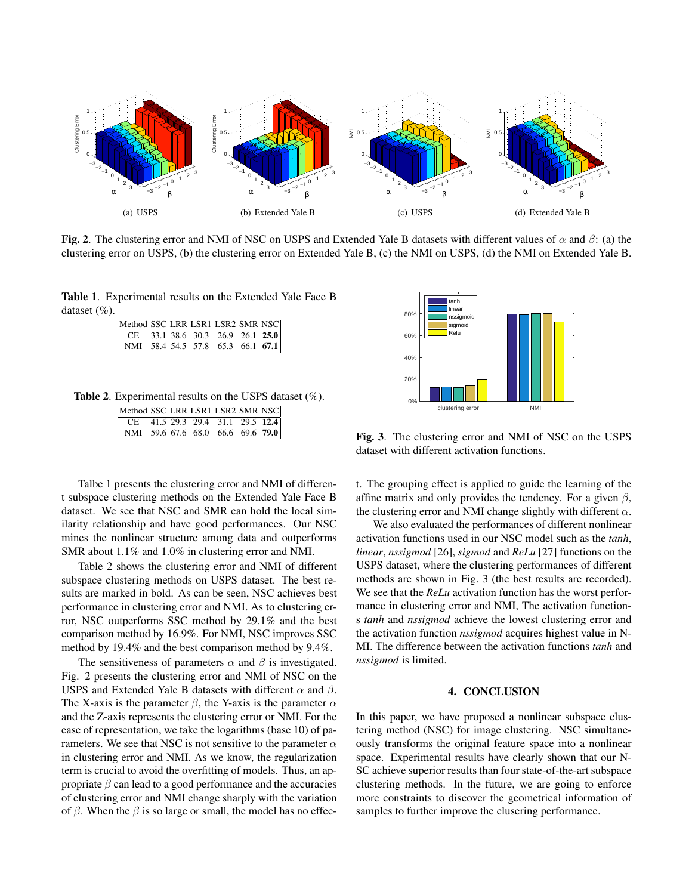(a) USPS (b) Extended Yale B (c) USPS (d) Extended Yale B

**Fig. 2**. The clustering error and NMI of NSC on USPS and Extended Yale B datasets with different values of $\alpha$ and $\beta$: (a) the clustering error on USPS, (b) the clustering error on Extended Yale B, (c) the NMI on USPS, (d) the NMI on Extended Yale B.

**Table 1**. Experimental results on the Extended Yale Face B dataset (%).

| Method | SSC | LRR | LSR1 | LSR2 | SMR | NSC |
|---|---|---|---|---|---|---|
| CE | 33.1 | 38.6 | 30.3 | 26.9 | 26.1 | **25.0** |
| NMI | 58.4 | 54.5 | 57.8 | 65.3 | 66.1 | **67.1** |

**Table 2**. Experimental results on the USPS dataset (%).

| Method | SSC | LRR | LSR1 | LSR2 | SMR | NSC |
|---|---|---|---|---|---|---|
| CE | 41.5 | 29.3 | 29.4 | 31.1 | 29.5 | **12.4** |
| NMI | 59.6 | 67.6 | 68.0 | 66.6 | 69.6 | **79.0** |

**Fig. 3**. The clustering error and NMI of NSC on the USPS dataset with different activation functions.

Talbe 1 presents the clustering error and NMI of different subspace clustering methods on the Extended Yale Face B dataset. We see that NSC and SMR can hold the local similarity relationship and have good performances. Our NSC mines the nonlinear structure among data and outperforms SMR about 1.1% and 1.0% in clustering error and NMI.

Table 2 shows the clustering error and NMI of different subspace clustering methods on USPS dataset. The best results are marked in bold. As can be seen, NSC achieves best performance in clustering error and NMI. As to clustering error, NSC outperforms SSC method by 29.1% and the best comparison method by 16.9%. For NMI, NSC improves SSC method by 19.4% and the best comparison method by 9.4%.

The sensitiveness of parameters $\alpha$ and $\beta$ is investigated. Fig. 2 presents the clustering error and NMI of NSC on the USPS and Extended Yale B datasets with different $\alpha$ and $\beta$. The X-axis is the parameter $\beta$, the Y-axis is the parameter $\alpha$ and the Z-axis represents the clustering error or NMI. For the ease of representation, we take the logarithms (base 10) of parameters. We see that NSC is not sensitive to the parameter $\alpha$ in clustering error and NMI. As we know, the regularization term is crucial to avoid the overfitting of models. Thus, an appropriate $\beta$ can lead to a good performance and the accuracies of clustering error and NMI change sharply with the variation of $\beta$. When the $\beta$ is so large or small, the model has no effect. The grouping effect is applied to guide the learning of the affine matrix and only provides the tendency. For a given $\beta$, the clustering error and NMI change slightly with different $\alpha$.

We also evaluated the performances of different nonlinear activation functions used in our NSC model such as the *tanh*, *linear*, *nssigmod* [26], *sigmod* and *ReLu* [27] functions on the USPS dataset, where the clustering performances of different methods are shown in Fig. 3 (the best results are recorded). We see that the *ReLu* activation function has the worst performance in clustering error and NMI, The activation functions *tanh* and *nssigmod* achieve the lowest clustering error and the activation function *nssigmod* acquires highest value in NMI. The difference between the activation functions *tanh* and *nssigmod* is limited.

## 4. CONCLUSION

In this paper, we have proposed a nonlinear subspace clustering method (NSC) for image clustering. NSC simultaneously transforms the original feature space into a nonlinear space. Experimental results have clearly shown that our NSC achieve superior results than four state-of-the-art subspace clustering methods. In the future, we are going to enforce more constraints to discover the geometrical information of samples to further improve the clusering performance.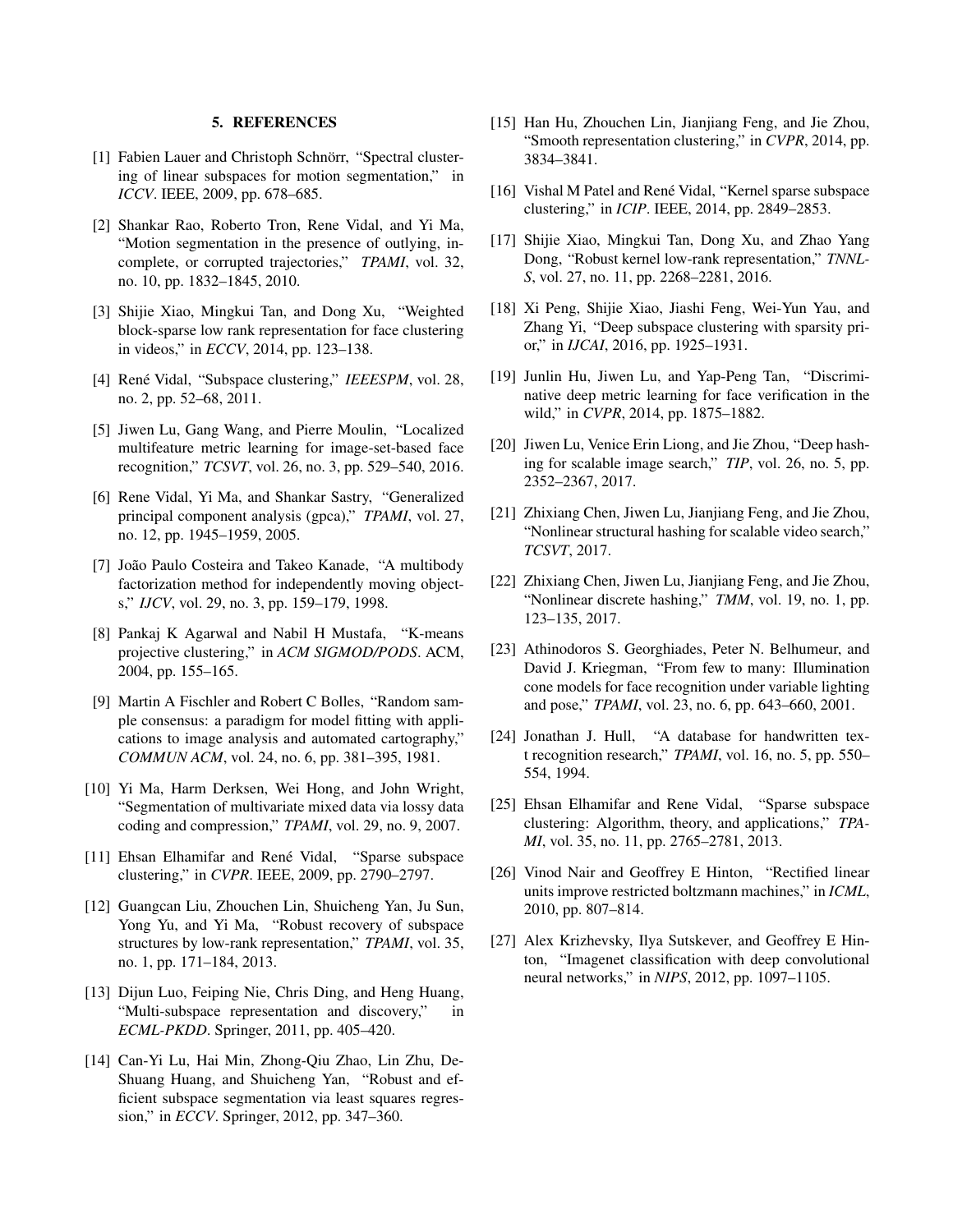## 5. REFERENCES

[1] Fabien Lauer and Christoph Schnörr, "Spectral clustering of linear subspaces for motion segmentation," in *ICCV*. IEEE, 2009, pp. 678–685.

[2] Shankar Rao, Roberto Tron, Rene Vidal, and Yi Ma, "Motion segmentation in the presence of outlying, incomplete, or corrupted trajectories," *TPAMI*, vol. 32, no. 10, pp. 1832–1845, 2010.

[3] Shijie Xiao, Mingkui Tan, and Dong Xu, "Weighted block-sparse low rank representation for face clustering in videos," in *ECCV*, 2014, pp. 123–138.

[4] René Vidal, "Subspace clustering," *IEEESPM*, vol. 28, no. 2, pp. 52–68, 2011.

[5] Jiwen Lu, Gang Wang, and Pierre Moulin, "Localized multifeature metric learning for image-set-based face recognition," *TCSVT*, vol. 26, no. 3, pp. 529–540, 2016.

[6] Rene Vidal, Yi Ma, and Shankar Sastry, "Generalized principal component analysis (gpca)," *TPAMI*, vol. 27, no. 12, pp. 1945–1959, 2005.

[7] João Paulo Costeira and Takeo Kanade, "A multibody factorization method for independently moving objects," *IJCV*, vol. 29, no. 3, pp. 159–179, 1998.

[8] Pankaj K Agarwal and Nabil H Mustafa, "K-means projective clustering," in *ACM SIGMOD/PODS*. ACM, 2004, pp. 155–165.

[9] Martin A Fischler and Robert C Bolles, "Random sample consensus: a paradigm for model fitting with applications to image analysis and automated cartography," *COMMUN ACM*, vol. 24, no. 6, pp. 381–395, 1981.

[10] Yi Ma, Harm Derksen, Wei Hong, and John Wright, "Segmentation of multivariate mixed data via lossy data coding and compression," *TPAMI*, vol. 29, no. 9, 2007.

[11] Ehsan Elhamifar and René Vidal, "Sparse subspace clustering," in *CVPR*. IEEE, 2009, pp. 2790–2797.

[12] Guangcan Liu, Zhouchen Lin, Shuicheng Yan, Ju Sun, Yong Yu, and Yi Ma, "Robust recovery of subspace structures by low-rank representation," *TPAMI*, vol. 35, no. 1, pp. 171–184, 2013.

[13] Dijun Luo, Feiping Nie, Chris Ding, and Heng Huang, "Multi-subspace representation and discovery," in *ECML-PKDD*. Springer, 2011, pp. 405–420.

[14] Can-Yi Lu, Hai Min, Zhong-Qiu Zhao, Lin Zhu, De-Shuang Huang, and Shuicheng Yan, "Robust and efficient subspace segmentation via least squares regression," in *ECCV*. Springer, 2012, pp. 347–360.

[15] Han Hu, Zhouchen Lin, Jianjiang Feng, and Jie Zhou, "Smooth representation clustering," in *CVPR*, 2014, pp. 3834–3841.

[16] Vishal M Patel and René Vidal, "Kernel sparse subspace clustering," in *ICIP*. IEEE, 2014, pp. 2849–2853.

[17] Shijie Xiao, Mingkui Tan, Dong Xu, and Zhao Yang Dong, "Robust kernel low-rank representation," *TNNLS*, vol. 27, no. 11, pp. 2268–2281, 2016.

[18] Xi Peng, Shijie Xiao, Jiashi Feng, Wei-Yun Yau, and Zhang Yi, "Deep subspace clustering with sparsity prior," in *IJCAI*, 2016, pp. 1925–1931.

[19] Junlin Hu, Jiwen Lu, and Yap-Peng Tan, "Discriminative deep metric learning for face verification in the wild," in *CVPR*, 2014, pp. 1875–1882.

[20] Jiwen Lu, Venice Erin Liong, and Jie Zhou, "Deep hashing for scalable image search," *TIP*, vol. 26, no. 5, pp. 2352–2367, 2017.

[21] Zhixiang Chen, Jiwen Lu, Jianjiang Feng, and Jie Zhou, "Nonlinear structural hashing for scalable video search," *TCSVT*, 2017.

[22] Zhixiang Chen, Jiwen Lu, Jianjiang Feng, and Jie Zhou, "Nonlinear discrete hashing," *TMM*, vol. 19, no. 1, pp. 123–135, 2017.

[23] Athinodoros S. Georghiades, Peter N. Belhumeur, and David J. Kriegman, "From few to many: Illumination cone models for face recognition under variable lighting and pose," *TPAMI*, vol. 23, no. 6, pp. 643–660, 2001.

[24] Jonathan J. Hull, "A database for handwritten text recognition research," *TPAMI*, vol. 16, no. 5, pp. 550–554, 1994.

[25] Ehsan Elhamifar and Rene Vidal, "Sparse subspace clustering: Algorithm, theory, and applications," *TPAMI*, vol. 35, no. 11, pp. 2765–2781, 2013.

[26] Vinod Nair and Geoffrey E Hinton, "Rectified linear units improve restricted boltzmann machines," in *ICML*, 2010, pp. 807–814.

[27] Alex Krizhevsky, Ilya Sutskever, and Geoffrey E Hinton, "Imagenet classification with deep convolutional neural networks," in *NIPS*, 2012, pp. 1097–1105.